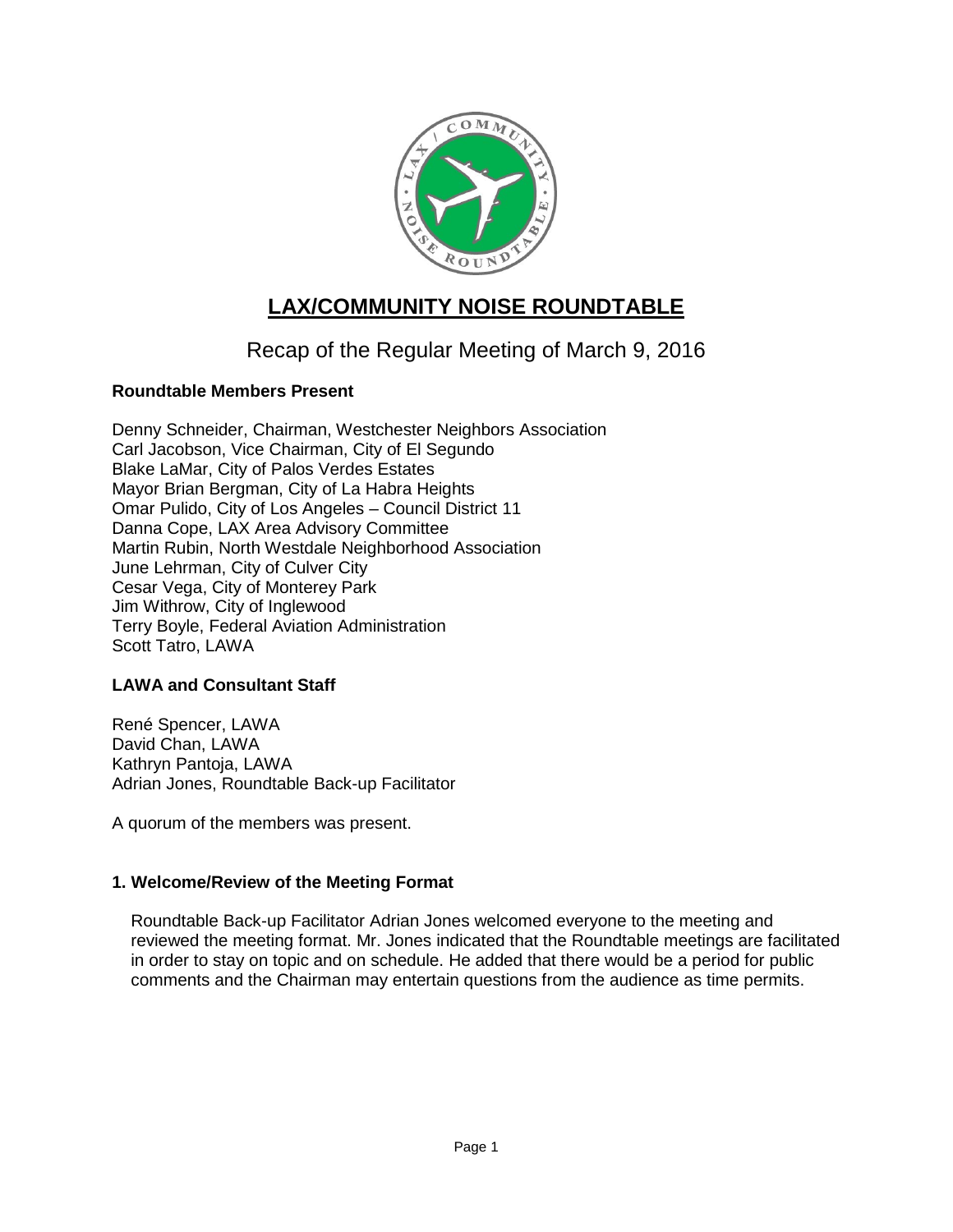# LAX/COMMUNITY NOISE ROUNDTABLE

## Recap of the Regular Meeting of March 9, 2016

### Roundtable Members Present

Denny Schneider, Chairman, Westchester Neighbors Association
Carl Jacobson, Vice Chairman, City of El Segundo
Blake LaMar, City of Palos Verdes Estates
Mayor Brian Bergman, City of La Habra Heights
Omar Pulido, City of Los Angeles – Council District 11
Danna Cope, LAX Area Advisory Committee
Martin Rubin, North Westdale Neighborhood Association
June Lehrman, City of Culver City
Cesar Vega, City of Monterey Park
Jim Withrow, City of Inglewood
Terry Boyle, Federal Aviation Administration
Scott Tatro, LAWA

### LAWA and Consultant Staff

René Spencer, LAWA
David Chan, LAWA
Kathryn Pantoja, LAWA
Adrian Jones, Roundtable Back-up Facilitator

A quorum of the members was present.

### 1. Welcome/Review of the Meeting Format

Roundtable Back-up Facilitator Adrian Jones welcomed everyone to the meeting and reviewed the meeting format. Mr. Jones indicated that the Roundtable meetings are facilitated in order to stay on topic and on schedule. He added that there would be a period for public comments and the Chairman may entertain questions from the audience as time permits.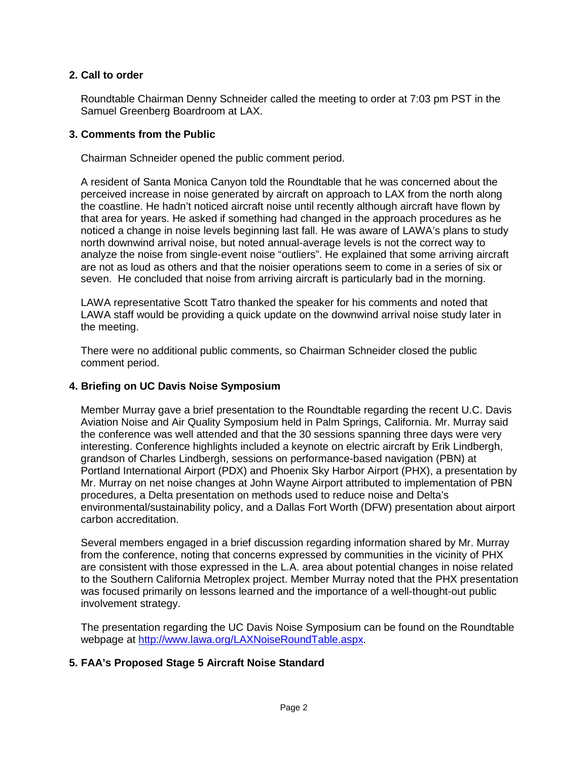**2. Call to order**

Roundtable Chairman Denny Schneider called the meeting to order at 7:03 pm PST in the Samuel Greenberg Boardroom at LAX.

**3. Comments from the Public**

Chairman Schneider opened the public comment period.

A resident of Santa Monica Canyon told the Roundtable that he was concerned about the perceived increase in noise generated by aircraft on approach to LAX from the north along the coastline. He hadn't noticed aircraft noise until recently although aircraft have flown by that area for years. He asked if something had changed in the approach procedures as he noticed a change in noise levels beginning last fall. He was aware of LAWA's plans to study north downwind arrival noise, but noted annual-average levels is not the correct way to analyze the noise from single-event noise "outliers". He explained that some arriving aircraft are not as loud as others and that the noisier operations seem to come in a series of six or seven. He concluded that noise from arriving aircraft is particularly bad in the morning.

LAWA representative Scott Tatro thanked the speaker for his comments and noted that LAWA staff would be providing a quick update on the downwind arrival noise study later in the meeting.

There were no additional public comments, so Chairman Schneider closed the public comment period.

**4. Briefing on UC Davis Noise Symposium**

Member Murray gave a brief presentation to the Roundtable regarding the recent U.C. Davis Aviation Noise and Air Quality Symposium held in Palm Springs, California. Mr. Murray said the conference was well attended and that the 30 sessions spanning three days were very interesting. Conference highlights included a keynote on electric aircraft by Erik Lindbergh, grandson of Charles Lindbergh, sessions on performance-based navigation (PBN) at Portland International Airport (PDX) and Phoenix Sky Harbor Airport (PHX), a presentation by Mr. Murray on net noise changes at John Wayne Airport attributed to implementation of PBN procedures, a Delta presentation on methods used to reduce noise and Delta's environmental/sustainability policy, and a Dallas Fort Worth (DFW) presentation about airport carbon accreditation.

Several members engaged in a brief discussion regarding information shared by Mr. Murray from the conference, noting that concerns expressed by communities in the vicinity of PHX are consistent with those expressed in the L.A. area about potential changes in noise related to the Southern California Metroplex project. Member Murray noted that the PHX presentation was focused primarily on lessons learned and the importance of a well-thought-out public involvement strategy.

The presentation regarding the UC Davis Noise Symposium can be found on the Roundtable webpage at http://www.lawa.org/LAXNoiseRoundTable.aspx.

**5. FAA's Proposed Stage 5 Aircraft Noise Standard**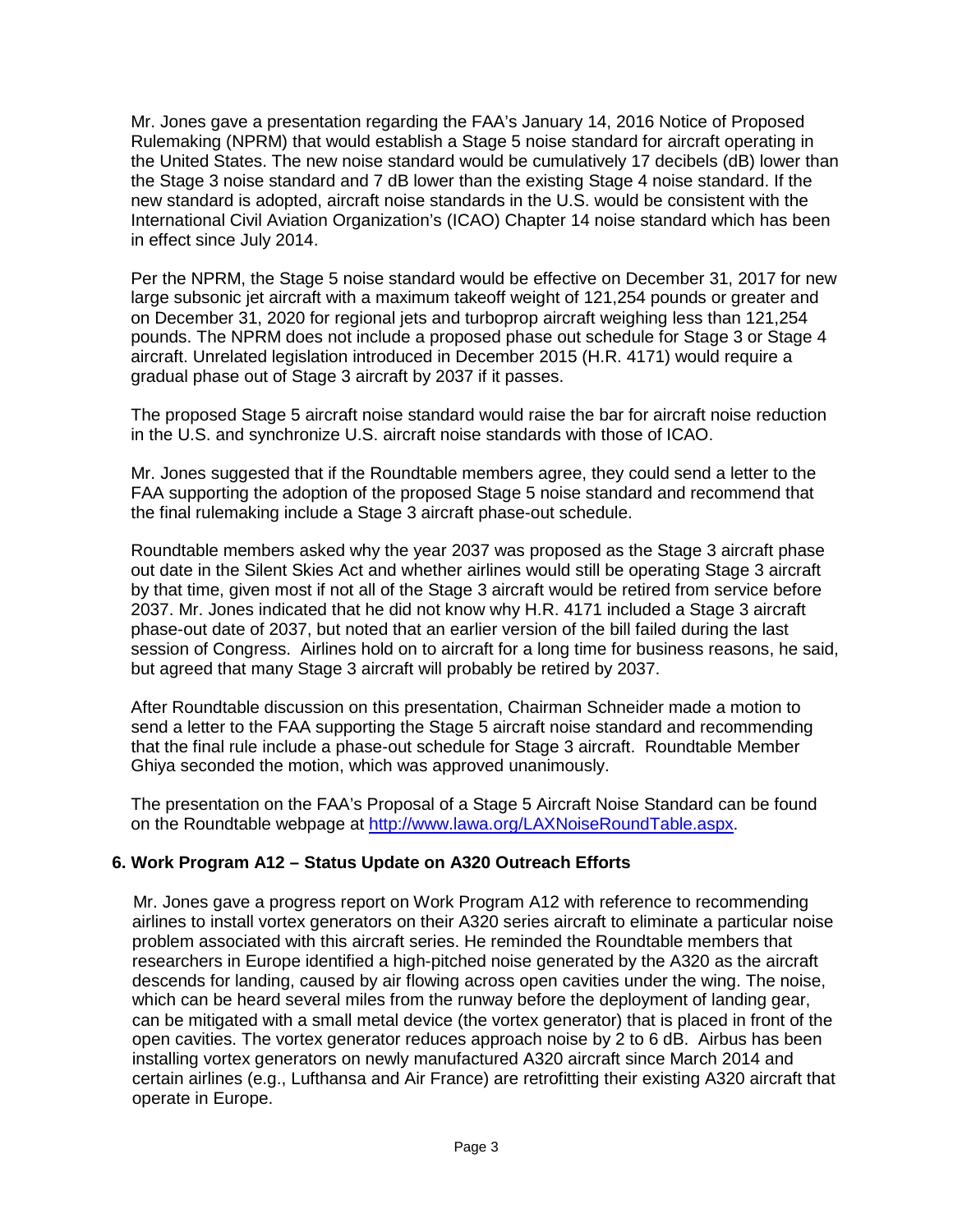Mr. Jones gave a presentation regarding the FAA's January 14, 2016 Notice of Proposed Rulemaking (NPRM) that would establish a Stage 5 noise standard for aircraft operating in the United States. The new noise standard would be cumulatively 17 decibels (dB) lower than the Stage 3 noise standard and 7 dB lower than the existing Stage 4 noise standard. If the new standard is adopted, aircraft noise standards in the U.S. would be consistent with the International Civil Aviation Organization's (ICAO) Chapter 14 noise standard which has been in effect since July 2014.

Per the NPRM, the Stage 5 noise standard would be effective on December 31, 2017 for new large subsonic jet aircraft with a maximum takeoff weight of 121,254 pounds or greater and on December 31, 2020 for regional jets and turboprop aircraft weighing less than 121,254 pounds. The NPRM does not include a proposed phase out schedule for Stage 3 or Stage 4 aircraft. Unrelated legislation introduced in December 2015 (H.R. 4171) would require a gradual phase out of Stage 3 aircraft by 2037 if it passes.

The proposed Stage 5 aircraft noise standard would raise the bar for aircraft noise reduction in the U.S. and synchronize U.S. aircraft noise standards with those of ICAO.

Mr. Jones suggested that if the Roundtable members agree, they could send a letter to the FAA supporting the adoption of the proposed Stage 5 noise standard and recommend that the final rulemaking include a Stage 3 aircraft phase-out schedule.

Roundtable members asked why the year 2037 was proposed as the Stage 3 aircraft phase out date in the Silent Skies Act and whether airlines would still be operating Stage 3 aircraft by that time, given most if not all of the Stage 3 aircraft would be retired from service before 2037. Mr. Jones indicated that he did not know why H.R. 4171 included a Stage 3 aircraft phase-out date of 2037, but noted that an earlier version of the bill failed during the last session of Congress. Airlines hold on to aircraft for a long time for business reasons, he said, but agreed that many Stage 3 aircraft will probably be retired by 2037.

After Roundtable discussion on this presentation, Chairman Schneider made a motion to send a letter to the FAA supporting the Stage 5 aircraft noise standard and recommending that the final rule include a phase-out schedule for Stage 3 aircraft. Roundtable Member Ghiya seconded the motion, which was approved unanimously.

The presentation on the FAA's Proposal of a Stage 5 Aircraft Noise Standard can be found on the Roundtable webpage at [http://www.lawa.org/LAXNoiseRoundTable.aspx](http://www.lawa.org/LAXNoiseRoundTable.aspx).

### 6. Work Program A12 – Status Update on A320 Outreach Efforts

Mr. Jones gave a progress report on Work Program A12 with reference to recommending airlines to install vortex generators on their A320 series aircraft to eliminate a particular noise problem associated with this aircraft series. He reminded the Roundtable members that researchers in Europe identified a high-pitched noise generated by the A320 as the aircraft descends for landing, caused by air flowing across open cavities under the wing. The noise, which can be heard several miles from the runway before the deployment of landing gear, can be mitigated with a small metal device (the vortex generator) that is placed in front of the open cavities. The vortex generator reduces approach noise by 2 to 6 dB. Airbus has been installing vortex generators on newly manufactured A320 aircraft since March 2014 and certain airlines (e.g., Lufthansa and Air France) are retrofitting their existing A320 aircraft that operate in Europe.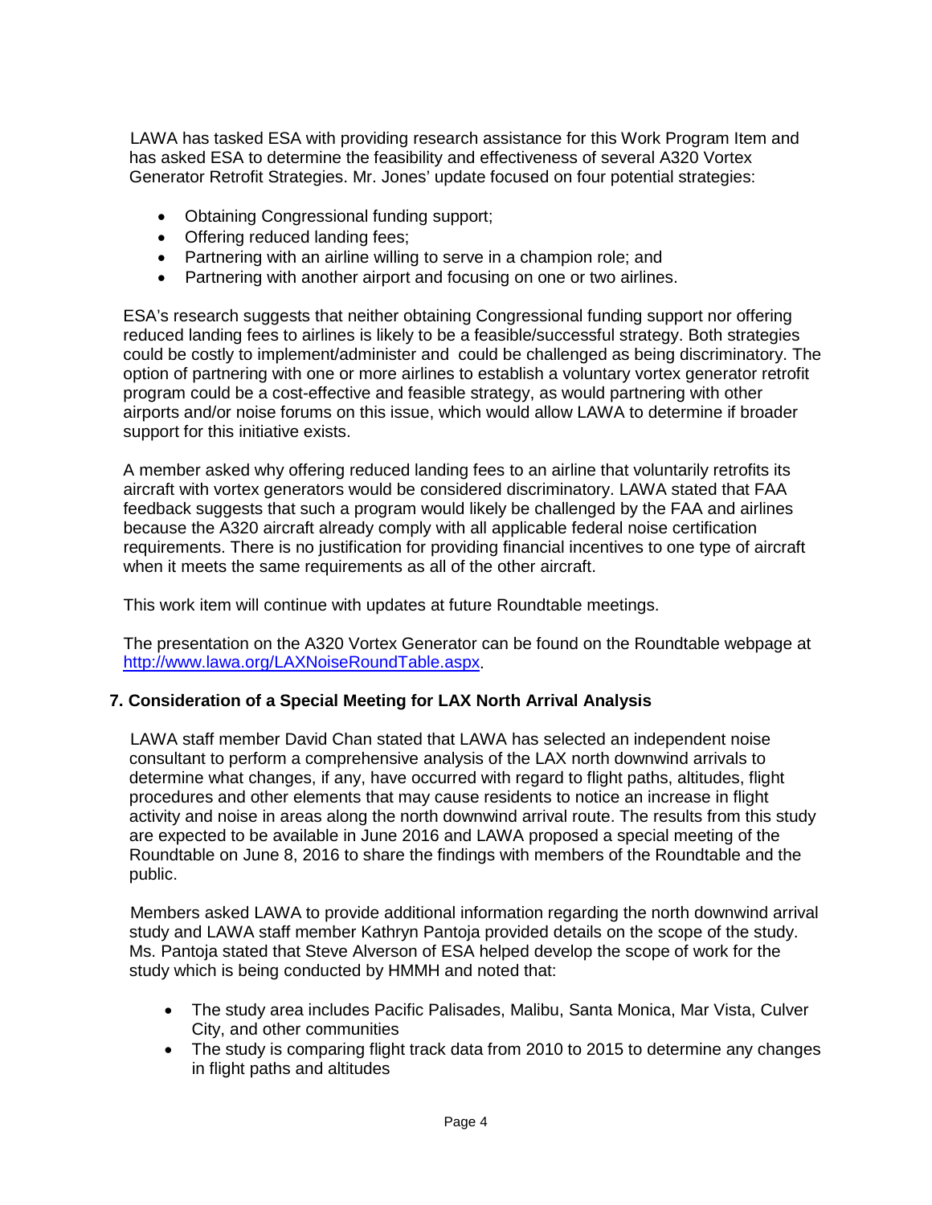LAWA has tasked ESA with providing research assistance for this Work Program Item and has asked ESA to determine the feasibility and effectiveness of several A320 Vortex Generator Retrofit Strategies. Mr. Jones' update focused on four potential strategies:

- Obtaining Congressional funding support;
- Offering reduced landing fees;
- Partnering with an airline willing to serve in a champion role; and
- Partnering with another airport and focusing on one or two airlines.

ESA's research suggests that neither obtaining Congressional funding support nor offering reduced landing fees to airlines is likely to be a feasible/successful strategy. Both strategies could be costly to implement/administer and could be challenged as being discriminatory. The option of partnering with one or more airlines to establish a voluntary vortex generator retrofit program could be a cost-effective and feasible strategy, as would partnering with other airports and/or noise forums on this issue, which would allow LAWA to determine if broader support for this initiative exists.

A member asked why offering reduced landing fees to an airline that voluntarily retrofits its aircraft with vortex generators would be considered discriminatory. LAWA stated that FAA feedback suggests that such a program would likely be challenged by the FAA and airlines because the A320 aircraft already comply with all applicable federal noise certification requirements. There is no justification for providing financial incentives to one type of aircraft when it meets the same requirements as all of the other aircraft.

This work item will continue with updates at future Roundtable meetings.

The presentation on the A320 Vortex Generator can be found on the Roundtable webpage at [http://www.lawa.org/LAXNoiseRoundTable.aspx](http://www.lawa.org/LAXNoiseRoundTable.aspx).

### 7. Consideration of a Special Meeting for LAX North Arrival Analysis

LAWA staff member David Chan stated that LAWA has selected an independent noise consultant to perform a comprehensive analysis of the LAX north downwind arrivals to determine what changes, if any, have occurred with regard to flight paths, altitudes, flight procedures and other elements that may cause residents to notice an increase in flight activity and noise in areas along the north downwind arrival route. The results from this study are expected to be available in June 2016 and LAWA proposed a special meeting of the Roundtable on June 8, 2016 to share the findings with members of the Roundtable and the public.

Members asked LAWA to provide additional information regarding the north downwind arrival study and LAWA staff member Kathryn Pantoja provided details on the scope of the study. Ms. Pantoja stated that Steve Alverson of ESA helped develop the scope of work for the study which is being conducted by HMMH and noted that:

- The study area includes Pacific Palisades, Malibu, Santa Monica, Mar Vista, Culver City, and other communities
- The study is comparing flight track data from 2010 to 2015 to determine any changes in flight paths and altitudes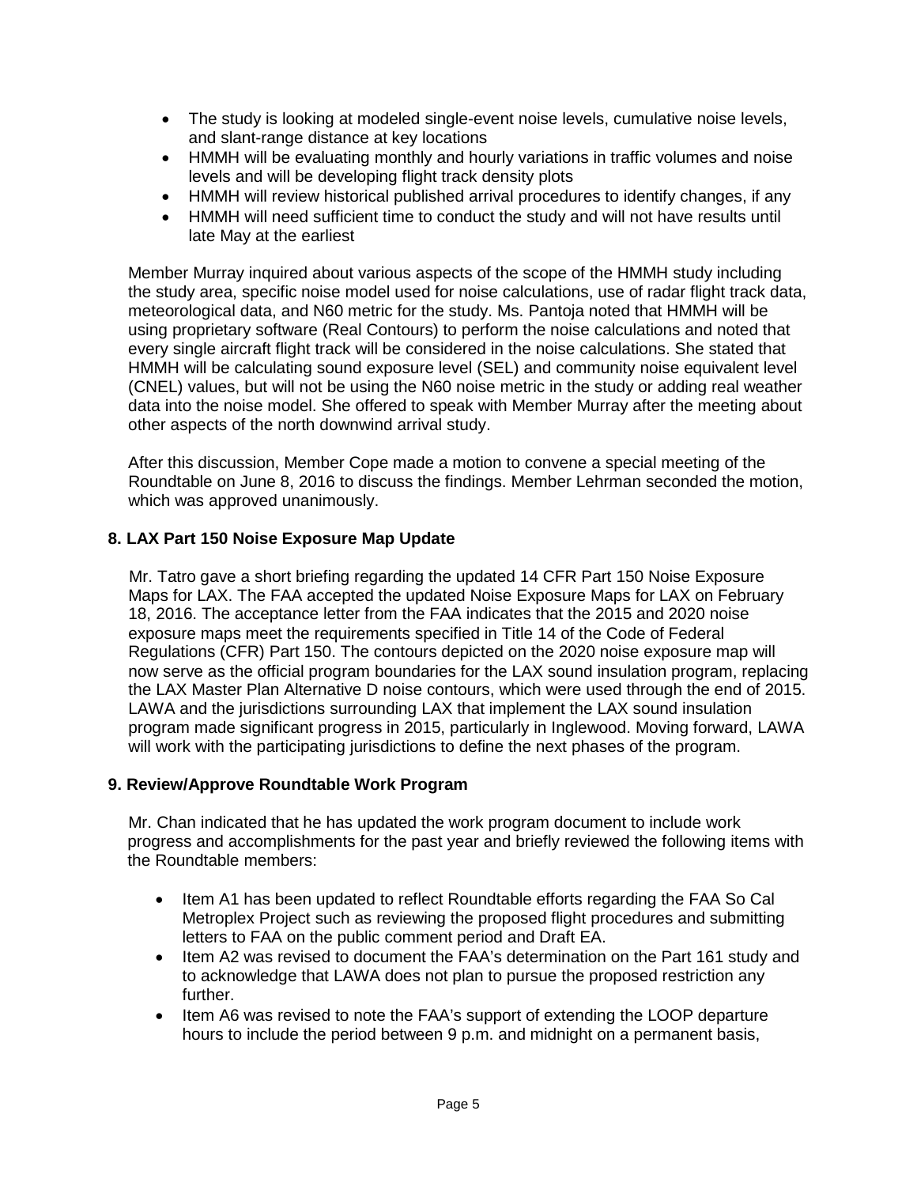- The study is looking at modeled single-event noise levels, cumulative noise levels, and slant-range distance at key locations
- HMMH will be evaluating monthly and hourly variations in traffic volumes and noise levels and will be developing flight track density plots
- HMMH will review historical published arrival procedures to identify changes, if any
- HMMH will need sufficient time to conduct the study and will not have results until late May at the earliest

Member Murray inquired about various aspects of the scope of the HMMH study including the study area, specific noise model used for noise calculations, use of radar flight track data, meteorological data, and N60 metric for the study. Ms. Pantoja noted that HMMH will be using proprietary software (Real Contours) to perform the noise calculations and noted that every single aircraft flight track will be considered in the noise calculations. She stated that HMMH will be calculating sound exposure level (SEL) and community noise equivalent level (CNEL) values, but will not be using the N60 noise metric in the study or adding real weather data into the noise model. She offered to speak with Member Murray after the meeting about other aspects of the north downwind arrival study.

After this discussion, Member Cope made a motion to convene a special meeting of the Roundtable on June 8, 2016 to discuss the findings. Member Lehrman seconded the motion, which was approved unanimously.

**8. LAX Part 150 Noise Exposure Map Update**

Mr. Tatro gave a short briefing regarding the updated 14 CFR Part 150 Noise Exposure Maps for LAX. The FAA accepted the updated Noise Exposure Maps for LAX on February 18, 2016. The acceptance letter from the FAA indicates that the 2015 and 2020 noise exposure maps meet the requirements specified in Title 14 of the Code of Federal Regulations (CFR) Part 150. The contours depicted on the 2020 noise exposure map will now serve as the official program boundaries for the LAX sound insulation program, replacing the LAX Master Plan Alternative D noise contours, which were used through the end of 2015. LAWA and the jurisdictions surrounding LAX that implement the LAX sound insulation program made significant progress in 2015, particularly in Inglewood. Moving forward, LAWA will work with the participating jurisdictions to define the next phases of the program.

**9. Review/Approve Roundtable Work Program**

Mr. Chan indicated that he has updated the work program document to include work progress and accomplishments for the past year and briefly reviewed the following items with the Roundtable members:

- Item A1 has been updated to reflect Roundtable efforts regarding the FAA So Cal Metroplex Project such as reviewing the proposed flight procedures and submitting letters to FAA on the public comment period and Draft EA.
- Item A2 was revised to document the FAA's determination on the Part 161 study and to acknowledge that LAWA does not plan to pursue the proposed restriction any further.
- Item A6 was revised to note the FAA's support of extending the LOOP departure hours to include the period between 9 p.m. and midnight on a permanent basis,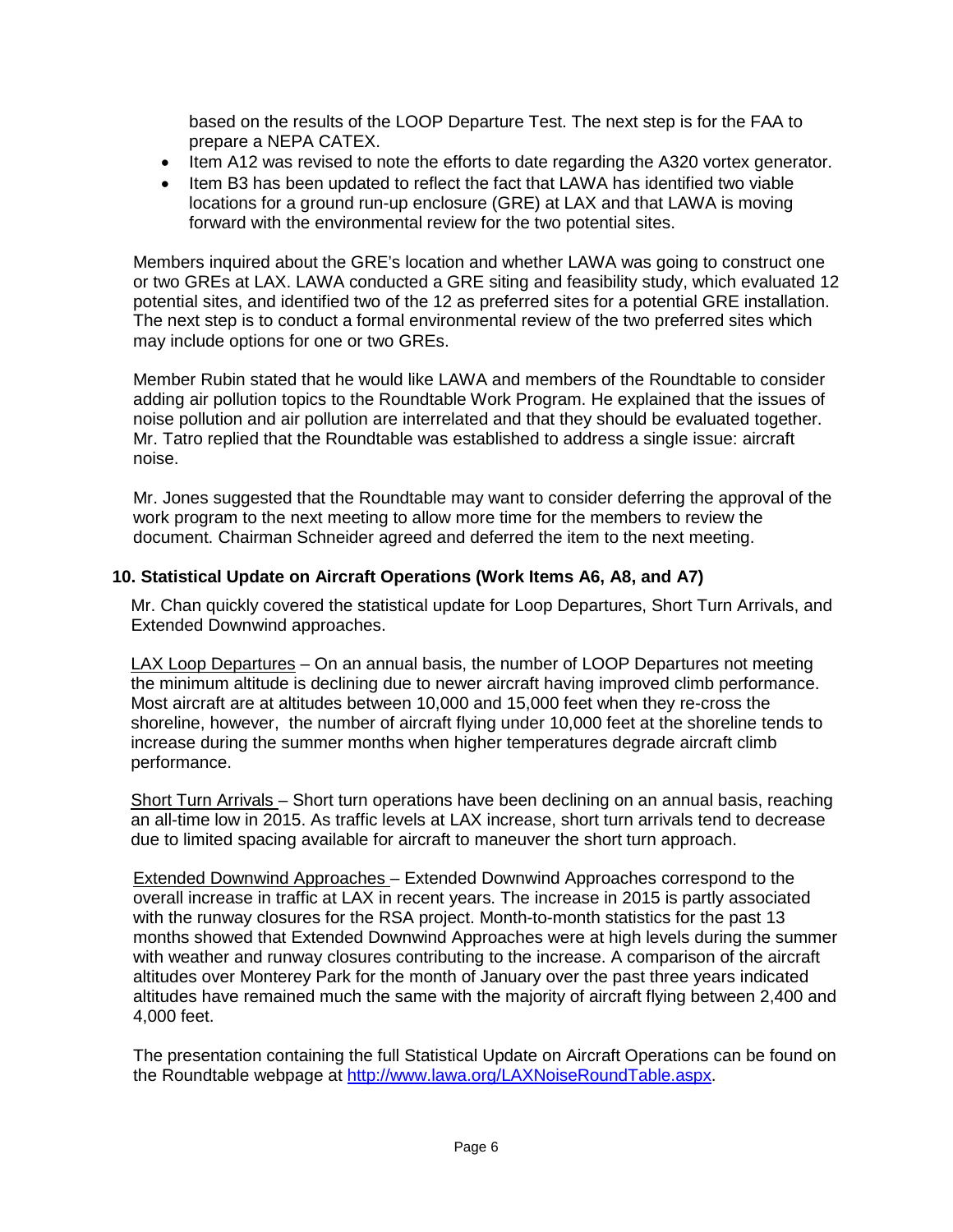based on the results of the LOOP Departure Test. The next step is for the FAA to prepare a NEPA CATEX.

- Item A12 was revised to note the efforts to date regarding the A320 vortex generator.
- Item B3 has been updated to reflect the fact that LAWA has identified two viable locations for a ground run-up enclosure (GRE) at LAX and that LAWA is moving forward with the environmental review for the two potential sites.

Members inquired about the GRE's location and whether LAWA was going to construct one or two GREs at LAX. LAWA conducted a GRE siting and feasibility study, which evaluated 12 potential sites, and identified two of the 12 as preferred sites for a potential GRE installation. The next step is to conduct a formal environmental review of the two preferred sites which may include options for one or two GREs.

Member Rubin stated that he would like LAWA and members of the Roundtable to consider adding air pollution topics to the Roundtable Work Program. He explained that the issues of noise pollution and air pollution are interrelated and that they should be evaluated together. Mr. Tatro replied that the Roundtable was established to address a single issue: aircraft noise.

Mr. Jones suggested that the Roundtable may want to consider deferring the approval of the work program to the next meeting to allow more time for the members to review the document. Chairman Schneider agreed and deferred the item to the next meeting.

**10. Statistical Update on Aircraft Operations (Work Items A6, A8, and A7)**

Mr. Chan quickly covered the statistical update for Loop Departures, Short Turn Arrivals, and Extended Downwind approaches.

LAX Loop Departures – On an annual basis, the number of LOOP Departures not meeting the minimum altitude is declining due to newer aircraft having improved climb performance. Most aircraft are at altitudes between 10,000 and 15,000 feet when they re-cross the shoreline, however, the number of aircraft flying under 10,000 feet at the shoreline tends to increase during the summer months when higher temperatures degrade aircraft climb performance.

Short Turn Arrivals – Short turn operations have been declining on an annual basis, reaching an all-time low in 2015. As traffic levels at LAX increase, short turn arrivals tend to decrease due to limited spacing available for aircraft to maneuver the short turn approach.

Extended Downwind Approaches – Extended Downwind Approaches correspond to the overall increase in traffic at LAX in recent years. The increase in 2015 is partly associated with the runway closures for the RSA project. Month-to-month statistics for the past 13 months showed that Extended Downwind Approaches were at high levels during the summer with weather and runway closures contributing to the increase. A comparison of the aircraft altitudes over Monterey Park for the month of January over the past three years indicated altitudes have remained much the same with the majority of aircraft flying between 2,400 and 4,000 feet.

The presentation containing the full Statistical Update on Aircraft Operations can be found on the Roundtable webpage at http://www.lawa.org/LAXNoiseRoundTable.aspx.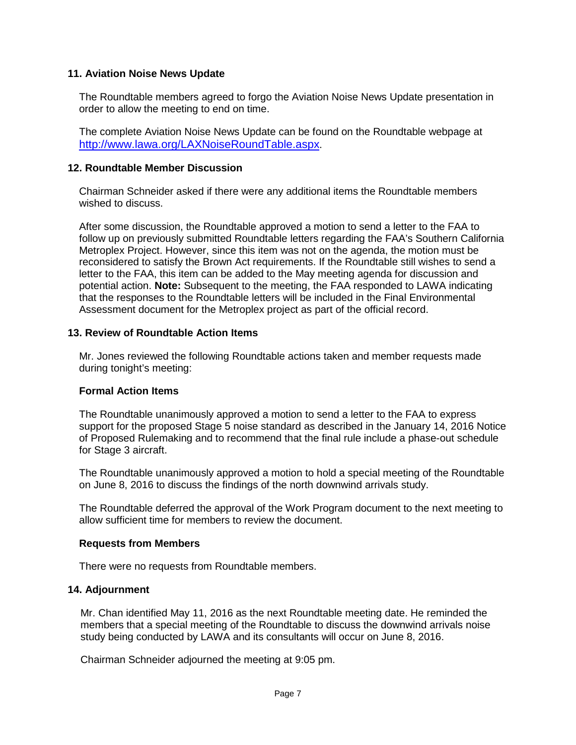## 11. Aviation Noise News Update

The Roundtable members agreed to forgo the Aviation Noise News Update presentation in order to allow the meeting to end on time.

The complete Aviation Noise News Update can be found on the Roundtable webpage at [http://www.lawa.org/LAXNoiseRoundTable.aspx](http://www.lawa.org/LAXNoiseRoundTable.aspx).

## 12. Roundtable Member Discussion

Chairman Schneider asked if there were any additional items the Roundtable members wished to discuss.

After some discussion, the Roundtable approved a motion to send a letter to the FAA to follow up on previously submitted Roundtable letters regarding the FAA's Southern California Metroplex Project. However, since this item was not on the agenda, the motion must be reconsidered to satisfy the Brown Act requirements. If the Roundtable still wishes to send a letter to the FAA, this item can be added to the May meeting agenda for discussion and potential action. **Note:** Subsequent to the meeting, the FAA responded to LAWA indicating that the responses to the Roundtable letters will be included in the Final Environmental Assessment document for the Metroplex project as part of the official record.

## 13. Review of Roundtable Action Items

Mr. Jones reviewed the following Roundtable actions taken and member requests made during tonight's meeting:

### Formal Action Items

The Roundtable unanimously approved a motion to send a letter to the FAA to express support for the proposed Stage 5 noise standard as described in the January 14, 2016 Notice of Proposed Rulemaking and to recommend that the final rule include a phase-out schedule for Stage 3 aircraft.

The Roundtable unanimously approved a motion to hold a special meeting of the Roundtable on June 8, 2016 to discuss the findings of the north downwind arrivals study.

The Roundtable deferred the approval of the Work Program document to the next meeting to allow sufficient time for members to review the document.

### Requests from Members

There were no requests from Roundtable members.

## 14. Adjournment

Mr. Chan identified May 11, 2016 as the next Roundtable meeting date. He reminded the members that a special meeting of the Roundtable to discuss the downwind arrivals noise study being conducted by LAWA and its consultants will occur on June 8, 2016.

Chairman Schneider adjourned the meeting at 9:05 pm.